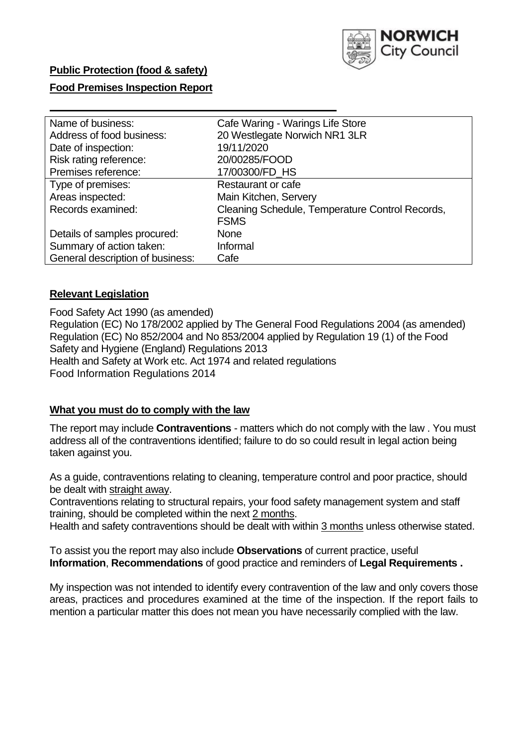**Public Protection (food & safety)**

**Food Premises Inspection Report**

| Name of business: | Cafe Waring - Warings Life Store |
| --- | --- |
| Address of food business: | 20 Westlegate Norwich NR1 3LR |
| Date of inspection: | 19/11/2020 |
| Risk rating reference: | 20/00285/FOOD |
| Premises reference: | 17/00300/FD_HS |
| Type of premises: | Restaurant or cafe |
| Areas inspected: | Main Kitchen, Servery |
| Records examined: | Cleaning Schedule, Temperature Control Records, FSMS |
| Details of samples procured: | None |
| Summary of action taken: | Informal |
| General description of business: | Cafe |

## **Relevant Legislation**

Food Safety Act 1990 (as amended)
Regulation (EC) No 178/2002 applied by The General Food Regulations 2004 (as amended)
Regulation (EC) No 852/2004 and No 853/2004 applied by Regulation 19 (1) of the Food Safety and Hygiene (England) Regulations 2013
Health and Safety at Work etc. Act 1974 and related regulations
Food Information Regulations 2014

## **What you must do to comply with the law**

The report may include **Contraventions** - matters which do not comply with the law . You must address all of the contraventions identified; failure to do so could result in legal action being taken against you.

As a guide, contraventions relating to cleaning, temperature control and poor practice, should be dealt with straight away.
Contraventions relating to structural repairs, your food safety management system and staff training, should be completed within the next 2 months.
Health and safety contraventions should be dealt with within 3 months unless otherwise stated.

To assist you the report may also include **Observations** of current practice, useful **Information**, **Recommendations** of good practice and reminders of **Legal Requirements .**

My inspection was not intended to identify every contravention of the law and only covers those areas, practices and procedures examined at the time of the inspection. If the report fails to mention a particular matter this does not mean you have necessarily complied with the law.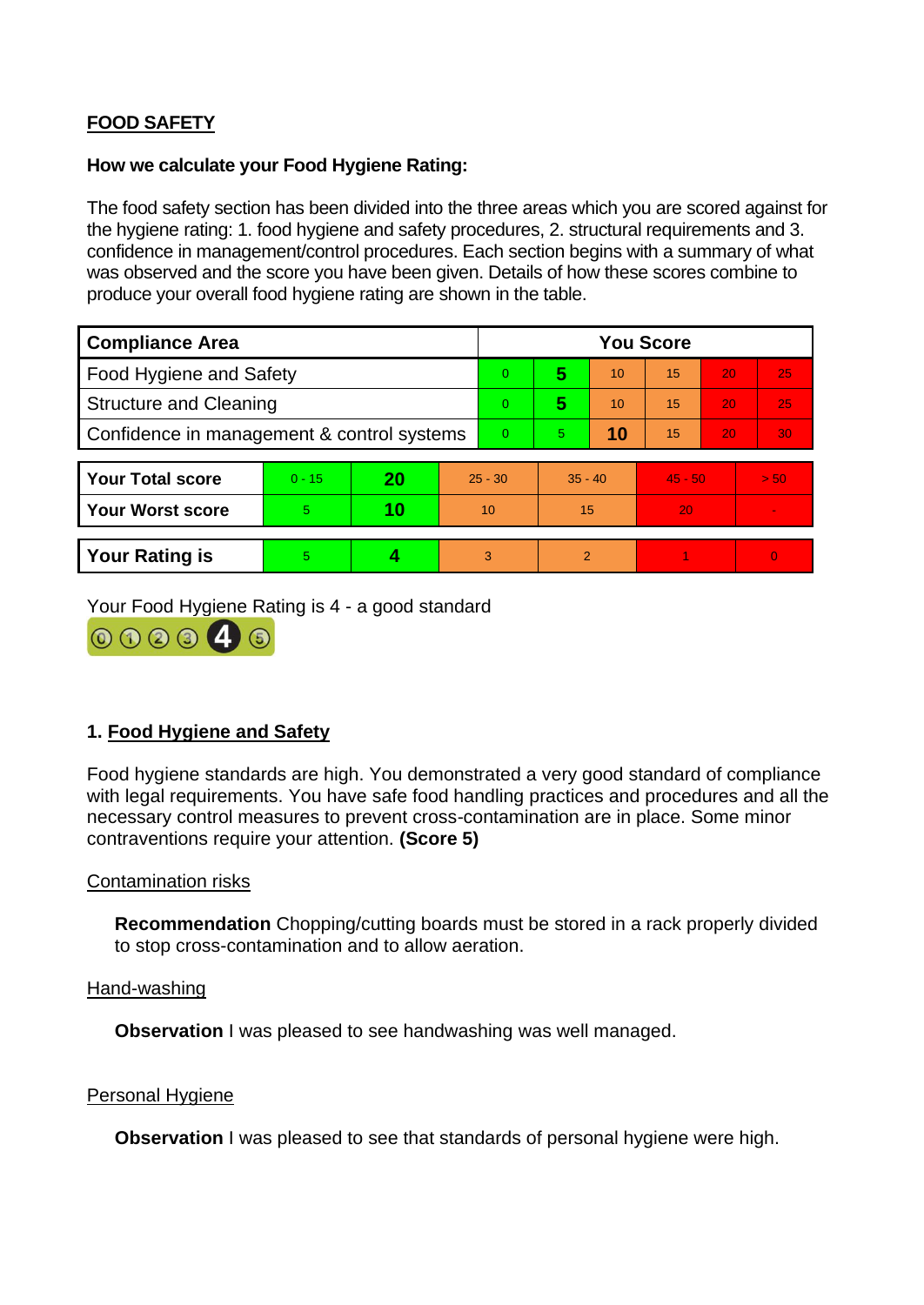## FOOD SAFETY

**How we calculate your Food Hygiene Rating:**

The food safety section has been divided into the three areas which you are scored against for the hygiene rating: 1. food hygiene and safety procedures, 2. structural requirements and 3. confidence in management/control procedures. Each section begins with a summary of what was observed and the score you have been given. Details of how these scores combine to produce your overall food hygiene rating are shown in the table.

| Compliance Area | You Score | | | | | |
|---|---|---|---|---|---|---|
| Food Hygiene and Safety | 0 | **5** | 10 | 15 | 20 | 25 |
| Structure and Cleaning | 0 | **5** | 10 | 15 | 20 | 25 |
| Confidence in management & control systems | 0 | 5 | **10** | 15 | 20 | 30 |

| | | | | | | |
|---|---|---|---|---|---|---|
| **Your Total score** | 0 - 15 | **20** | 25 - 30 | 35 - 40 | 45 - 50 | > 50 |
| **Your Worst score** | 5 | **10** | 10 | 15 | 20 | - |

| | | | | | | |
|---|---|---|---|---|---|---|
| **Your Rating is** | 5 | **4** | 3 | 2 | 1 | 0 |

Your Food Hygiene Rating is 4 - a good standard

### 1. Food Hygiene and Safety

Food hygiene standards are high. You demonstrated a very good standard of compliance with legal requirements. You have safe food handling practices and procedures and all the necessary control measures to prevent cross-contamination are in place. Some minor contraventions require your attention. **(Score 5)**

Contamination risks

**Recommendation** Chopping/cutting boards must be stored in a rack properly divided to stop cross-contamination and to allow aeration.

Hand-washing

**Observation** I was pleased to see handwashing was well managed.

Personal Hygiene

**Observation** I was pleased to see that standards of personal hygiene were high.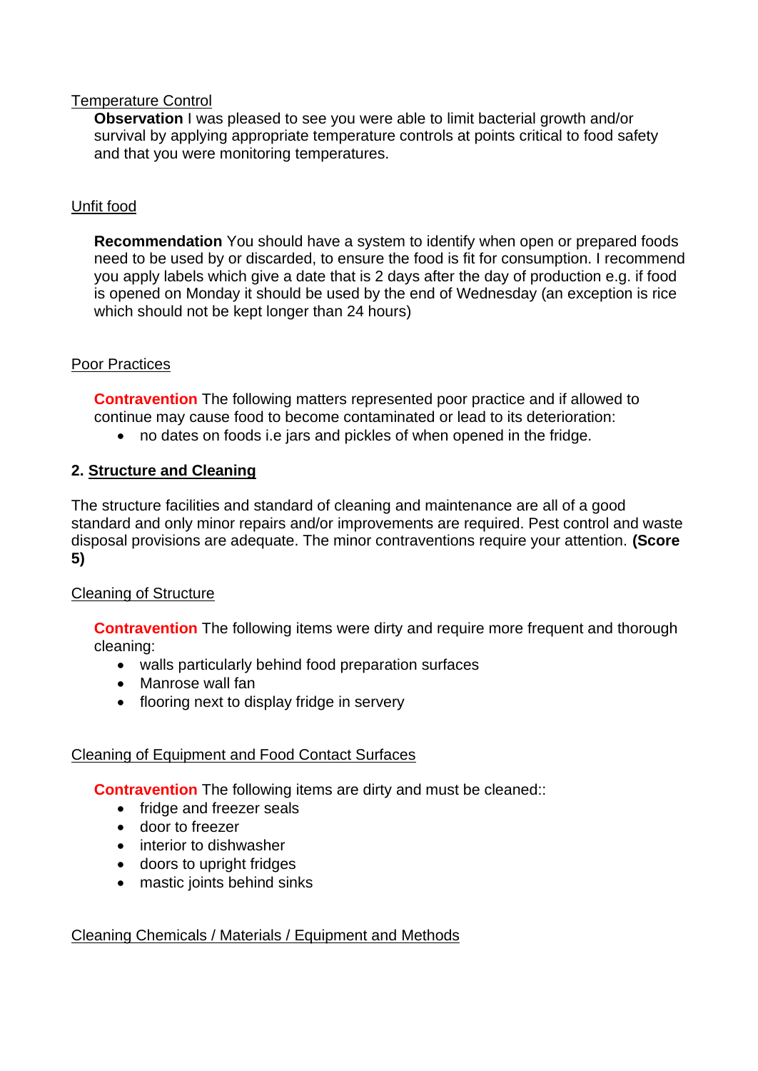Temperature Control

**Observation** I was pleased to see you were able to limit bacterial growth and/or survival by applying appropriate temperature controls at points critical to food safety and that you were monitoring temperatures.

Unfit food

**Recommendation** You should have a system to identify when open or prepared foods need to be used by or discarded, to ensure the food is fit for consumption. I recommend you apply labels which give a date that is 2 days after the day of production e.g. if food is opened on Monday it should be used by the end of Wednesday (an exception is rice which should not be kept longer than 24 hours)

Poor Practices

**Contravention** The following matters represented poor practice and if allowed to continue may cause food to become contaminated or lead to its deterioration:

- no dates on foods i.e jars and pickles of when opened in the fridge.

## 2. Structure and Cleaning

The structure facilities and standard of cleaning and maintenance are all of a good standard and only minor repairs and/or improvements are required. Pest control and waste disposal provisions are adequate. The minor contraventions require your attention. **(Score 5)**

Cleaning of Structure

**Contravention** The following items were dirty and require more frequent and thorough cleaning:

- walls particularly behind food preparation surfaces
- Manrose wall fan
- flooring next to display fridge in servery

Cleaning of Equipment and Food Contact Surfaces

**Contravention** The following items are dirty and must be cleaned::

- fridge and freezer seals
- door to freezer
- interior to dishwasher
- doors to upright fridges
- mastic joints behind sinks

Cleaning Chemicals / Materials / Equipment and Methods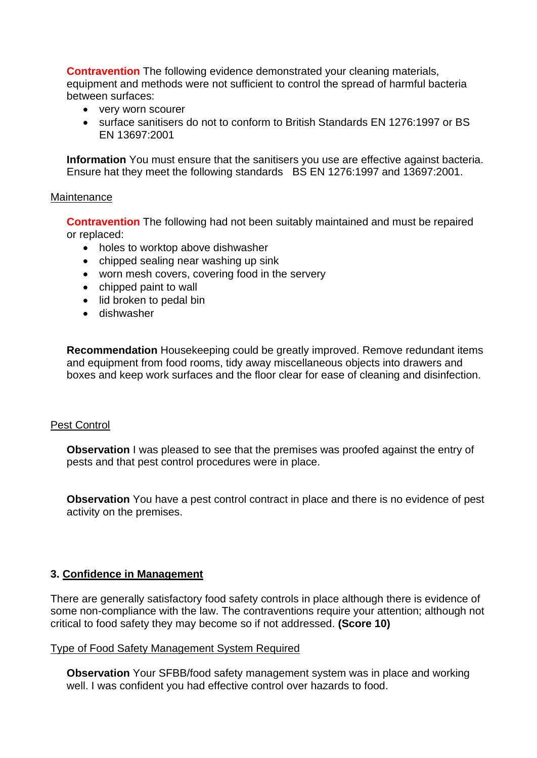**Contravention** The following evidence demonstrated your cleaning materials, equipment and methods were not sufficient to control the spread of harmful bacteria between surfaces:

- very worn scourer
- surface sanitisers do not to conform to British Standards EN 1276:1997 or BS EN 13697:2001

**Information** You must ensure that the sanitisers you use are effective against bacteria. Ensure hat they meet the following standards BS EN 1276:1997 and 13697:2001.

Maintenance

**Contravention** The following had not been suitably maintained and must be repaired or replaced:

- holes to worktop above dishwasher
- chipped sealing near washing up sink
- worn mesh covers, covering food in the servery
- chipped paint to wall
- lid broken to pedal bin
- dishwasher

**Recommendation** Housekeeping could be greatly improved. Remove redundant items and equipment from food rooms, tidy away miscellaneous objects into drawers and boxes and keep work surfaces and the floor clear for ease of cleaning and disinfection.

Pest Control

**Observation** I was pleased to see that the premises was proofed against the entry of pests and that pest control procedures were in place.

**Observation** You have a pest control contract in place and there is no evidence of pest activity on the premises.

## 3. Confidence in Management

There are generally satisfactory food safety controls in place although there is evidence of some non-compliance with the law. The contraventions require your attention; although not critical to food safety they may become so if not addressed. **(Score 10)**

Type of Food Safety Management System Required

**Observation** Your SFBB/food safety management system was in place and working well. I was confident you had effective control over hazards to food.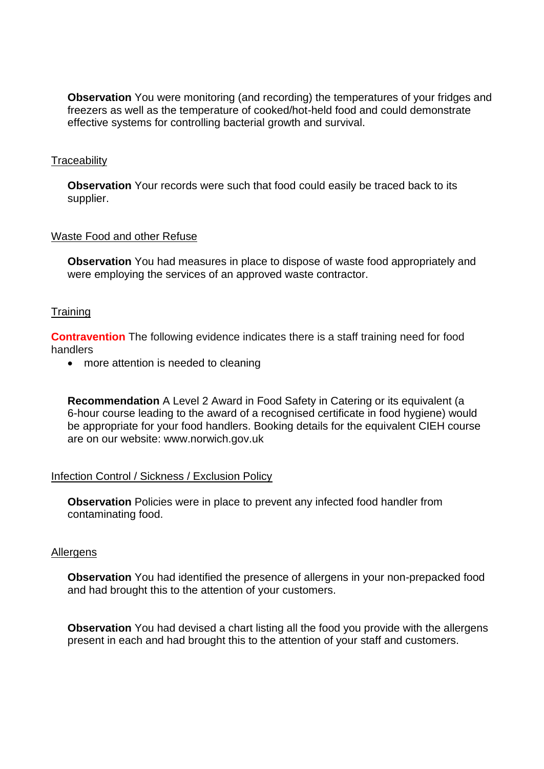**Observation** You were monitoring (and recording) the temperatures of your fridges and freezers as well as the temperature of cooked/hot-held food and could demonstrate effective systems for controlling bacterial growth and survival.

Traceability

**Observation** Your records were such that food could easily be traced back to its supplier.

Waste Food and other Refuse

**Observation** You had measures in place to dispose of waste food appropriately and were employing the services of an approved waste contractor.

Training

**Contravention** The following evidence indicates there is a staff training need for food handlers

- more attention is needed to cleaning

**Recommendation** A Level 2 Award in Food Safety in Catering or its equivalent (a 6-hour course leading to the award of a recognised certificate in food hygiene) would be appropriate for your food handlers. Booking details for the equivalent CIEH course are on our website: www.norwich.gov.uk

Infection Control / Sickness / Exclusion Policy

**Observation** Policies were in place to prevent any infected food handler from contaminating food.

Allergens

**Observation** You had identified the presence of allergens in your non-prepacked food and had brought this to the attention of your customers.

**Observation** You had devised a chart listing all the food you provide with the allergens present in each and had brought this to the attention of your staff and customers.